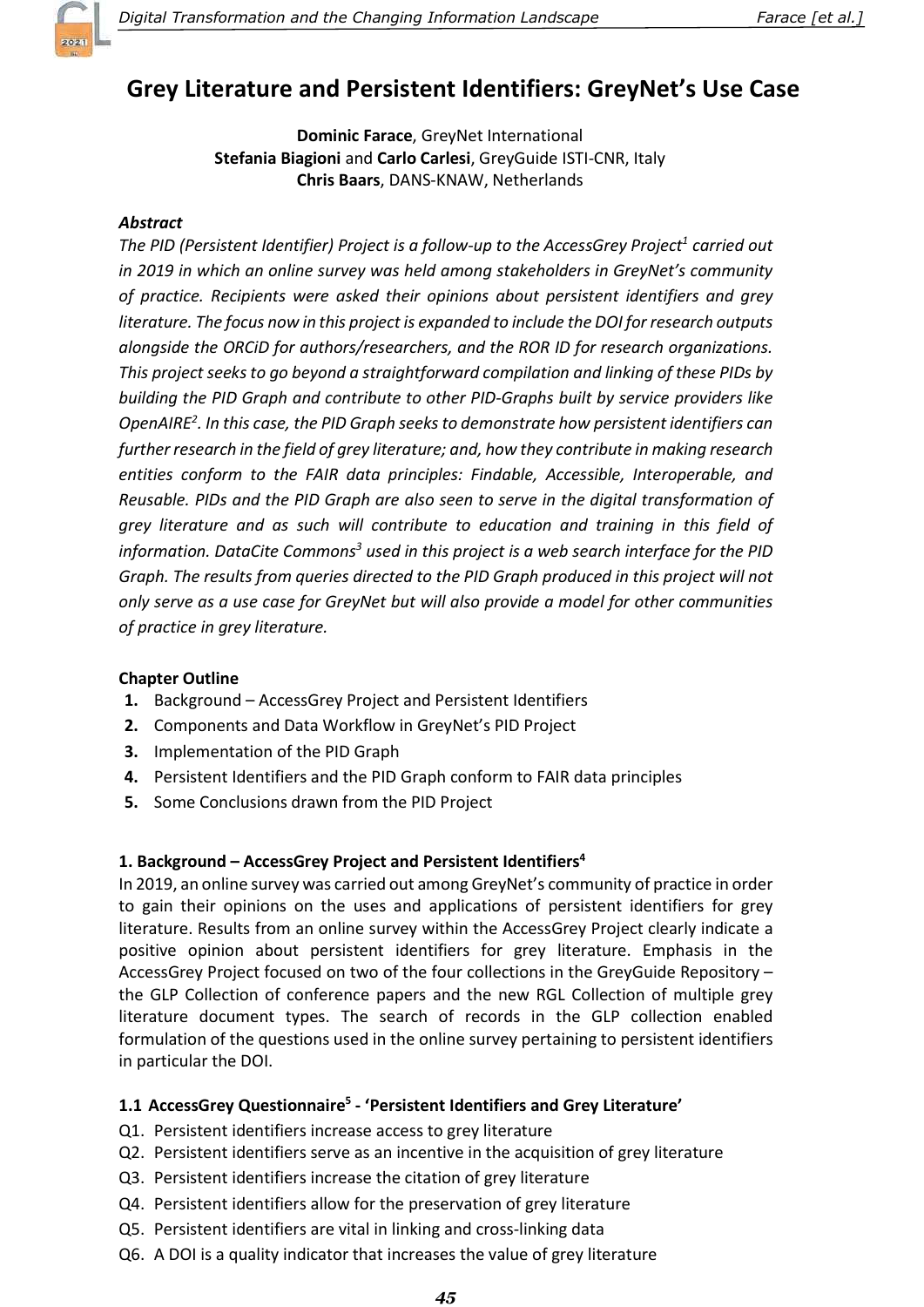# Grey Literature and Persistent Identifiers: GreyNet's Use Case

**Dominic Farace**, GreyNet International
**Stefania Biagioni** and **Carlo Carlesi**, GreyGuide ISTI-CNR, Italy
**Chris Baars**, DANS-KNAW, Netherlands

***Abstract***

*The PID (Persistent Identifier) Project is a follow-up to the AccessGrey Project[1] carried out in 2019 in which an online survey was held among stakeholders in GreyNet's community of practice. Recipients were asked their opinions about persistent identifiers and grey literature. The focus now in this project is expanded to include the DOI for research outputs alongside the ORCiD for authors/researchers, and the ROR ID for research organizations. This project seeks to go beyond a straightforward compilation and linking of these PIDs by building the PID Graph and contribute to other PID-Graphs built by service providers like OpenAIRE[2]. In this case, the PID Graph seeks to demonstrate how persistent identifiers can further research in the field of grey literature; and, how they contribute in making research entities conform to the FAIR data principles: Findable, Accessible, Interoperable, and Reusable. PIDs and the PID Graph are also seen to serve in the digital transformation of grey literature and as such will contribute to education and training in this field of information. DataCite Commons[3] used in this project is a web search interface for the PID Graph. The results from queries directed to the PID Graph produced in this project will not only serve as a use case for GreyNet but will also provide a model for other communities of practice in grey literature.*

**Chapter Outline**

1. Background – AccessGrey Project and Persistent Identifiers
2. Components and Data Workflow in GreyNet's PID Project
3. Implementation of the PID Graph
4. Persistent Identifiers and the PID Graph conform to FAIR data principles
5. Some Conclusions drawn from the PID Project

### 1. Background – AccessGrey Project and Persistent Identifiers[4]

In 2019, an online survey was carried out among GreyNet's community of practice in order to gain their opinions on the uses and applications of persistent identifiers for grey literature. Results from an online survey within the AccessGrey Project clearly indicate a positive opinion about persistent identifiers for grey literature. Emphasis in the AccessGrey Project focused on two of the four collections in the GreyGuide Repository – the GLP Collection of conference papers and the new RGL Collection of multiple grey literature document types. The search of records in the GLP collection enabled formulation of the questions used in the online survey pertaining to persistent identifiers in particular the DOI.

#### 1.1 AccessGrey Questionnaire[5] - 'Persistent Identifiers and Grey Literature'

Q1. Persistent identifiers increase access to grey literature
Q2. Persistent identifiers serve as an incentive in the acquisition of grey literature
Q3. Persistent identifiers increase the citation of grey literature
Q4. Persistent identifiers allow for the preservation of grey literature
Q5. Persistent identifiers are vital in linking and cross-linking data
Q6. A DOI is a quality indicator that increases the value of grey literature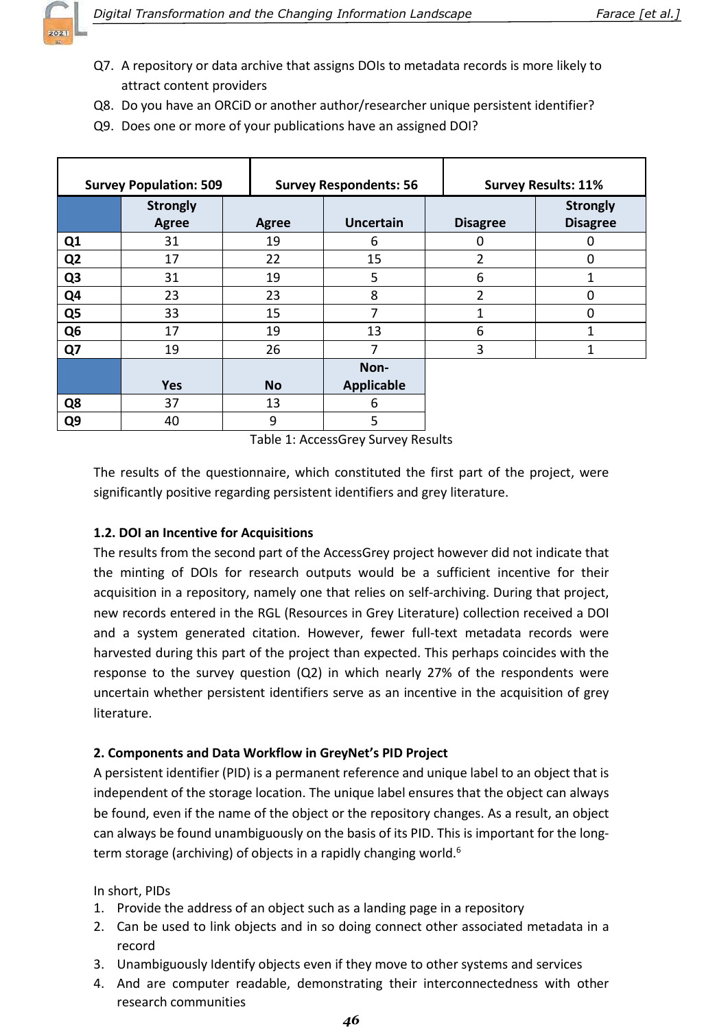Q7. A repository or data archive that assigns DOIs to metadata records is more likely to attract content providers

Q8. Do you have an ORCiD or another author/researcher unique persistent identifier?

Q9. Does one or more of your publications have an assigned DOI?

| Survey Population: 509 | | Survey Respondents: 56 | | Survey Results: 11% | |
|---|---|---|---|---|---|
| | Strongly Agree | Agree | Uncertain | Disagree | Strongly Disagree |
| Q1 | 31 | 19 | 6 | 0 | 0 |
| Q2 | 17 | 22 | 15 | 2 | 0 |
| Q3 | 31 | 19 | 5 | 6 | 1 |
| Q4 | 23 | 23 | 8 | 2 | 0 |
| Q5 | 33 | 15 | 7 | 1 | 0 |
| Q6 | 17 | 19 | 13 | 6 | 1 |
| Q7 | 19 | 26 | 7 | 3 | 1 |
| | Yes | No | Non-Applicable | | |
| Q8 | 37 | 13 | 6 | | |
| Q9 | 40 | 9 | 5 | | |

Table 1: AccessGrey Survey Results

The results of the questionnaire, which constituted the first part of the project, were significantly positive regarding persistent identifiers and grey literature.

### 1.2. DOI an Incentive for Acquisitions

The results from the second part of the AccessGrey project however did not indicate that the minting of DOIs for research outputs would be a sufficient incentive for their acquisition in a repository, namely one that relies on self-archiving. During that project, new records entered in the RGL (Resources in Grey Literature) collection received a DOI and a system generated citation. However, fewer full-text metadata records were harvested during this part of the project than expected. This perhaps coincides with the response to the survey question (Q2) in which nearly 27% of the respondents were uncertain whether persistent identifiers serve as an incentive in the acquisition of grey literature.

## 2. Components and Data Workflow in GreyNet's PID Project

A persistent identifier (PID) is a permanent reference and unique label to an object that is independent of the storage location. The unique label ensures that the object can always be found, even if the name of the object or the repository changes. As a result, an object can always be found unambiguously on the basis of its PID. This is important for the long-term storage (archiving) of objects in a rapidly changing world.[6]

In short, PIDs

1. Provide the address of an object such as a landing page in a repository
2. Can be used to link objects and in so doing connect other associated metadata in a record
3. Unambiguously Identify objects even if they move to other systems and services
4. And are computer readable, demonstrating their interconnectedness with other research communities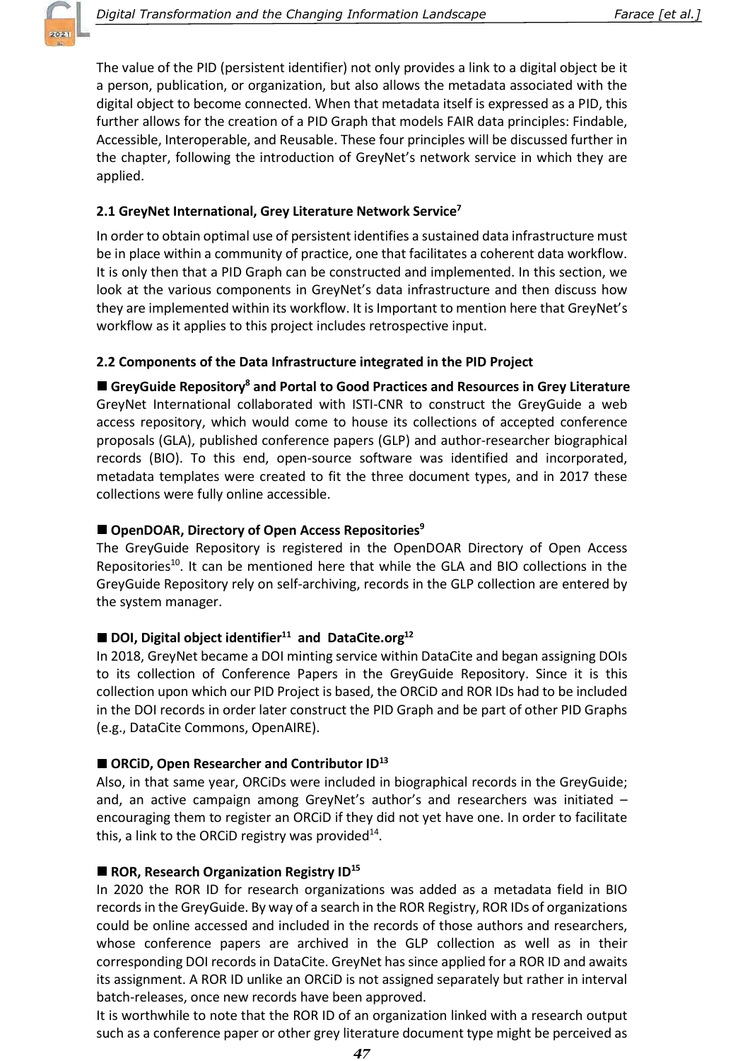The value of the PID (persistent identifier) not only provides a link to a digital object be it a person, publication, or organization, but also allows the metadata associated with the digital object to become connected. When that metadata itself is expressed as a PID, this further allows for the creation of a PID Graph that models FAIR data principles: Findable, Accessible, Interoperable, and Reusable. These four principles will be discussed further in the chapter, following the introduction of GreyNet's network service in which they are applied.

### 2.1 GreyNet International, Grey Literature Network Service[7]

In order to obtain optimal use of persistent identifies a sustained data infrastructure must be in place within a community of practice, one that facilitates a coherent data workflow. It is only then that a PID Graph can be constructed and implemented. In this section, we look at the various components in GreyNet's data infrastructure and then discuss how they are implemented within its workflow. It is Important to mention here that GreyNet's workflow as it applies to this project includes retrospective input.

### 2.2 Components of the Data Infrastructure integrated in the PID Project

■ **GreyGuide Repository[8] and Portal to Good Practices and Resources in Grey Literature**
GreyNet International collaborated with ISTI-CNR to construct the GreyGuide a web access repository, which would come to house its collections of accepted conference proposals (GLA), published conference papers (GLP) and author-researcher biographical records (BIO). To this end, open-source software was identified and incorporated, metadata templates were created to fit the three document types, and in 2017 these collections were fully online accessible.

■ **OpenDOAR, Directory of Open Access Repositories[9]**
The GreyGuide Repository is registered in the OpenDOAR Directory of Open Access Repositories[10]. It can be mentioned here that while the GLA and BIO collections in the GreyGuide Repository rely on self-archiving, records in the GLP collection are entered by the system manager.

■ **DOI, Digital object identifier[11] and DataCite.org[12]**
In 2018, GreyNet became a DOI minting service within DataCite and began assigning DOIs to its collection of Conference Papers in the GreyGuide Repository. Since it is this collection upon which our PID Project is based, the ORCiD and ROR IDs had to be included in the DOI records in order later construct the PID Graph and be part of other PID Graphs (e.g., DataCite Commons, OpenAIRE).

■ **ORCiD, Open Researcher and Contributor ID[13]**
Also, in that same year, ORCiDs were included in biographical records in the GreyGuide; and, an active campaign among GreyNet's author's and researchers was initiated – encouraging them to register an ORCiD if they did not yet have one. In order to facilitate this, a link to the ORCiD registry was provided[14].

■ **ROR, Research Organization Registry ID[15]**
In 2020 the ROR ID for research organizations was added as a metadata field in BIO records in the GreyGuide. By way of a search in the ROR Registry, ROR IDs of organizations could be online accessed and included in the records of those authors and researchers, whose conference papers are archived in the GLP collection as well as in their corresponding DOI records in DataCite. GreyNet has since applied for a ROR ID and awaits its assignment. A ROR ID unlike an ORCiD is not assigned separately but rather in interval batch-releases, once new records have been approved.
It is worthwhile to note that the ROR ID of an organization linked with a research output such as a conference paper or other grey literature document type might be perceived as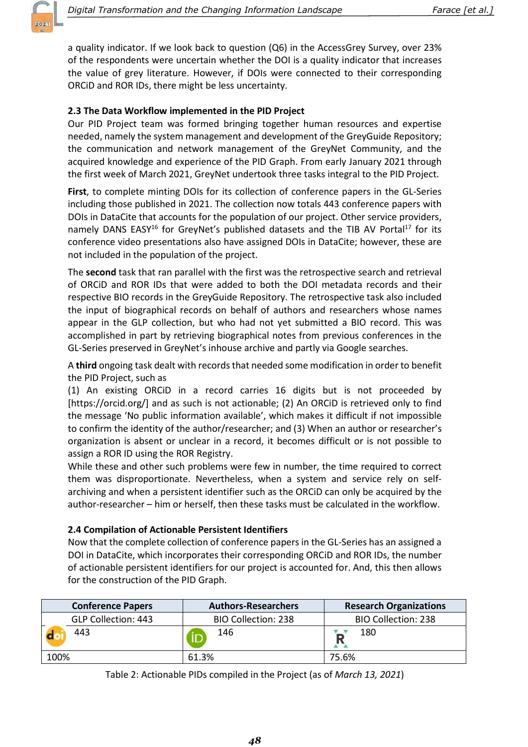a quality indicator. If we look back to question (Q6) in the AccessGrey Survey, over 23% of the respondents were uncertain whether the DOI is a quality indicator that increases the value of grey literature. However, if DOIs were connected to their corresponding ORCiD and ROR IDs, there might be less uncertainty.

### 2.3 The Data Workflow implemented in the PID Project

Our PID Project team was formed bringing together human resources and expertise needed, namely the system management and development of the GreyGuide Repository; the communication and network management of the GreyNet Community, and the acquired knowledge and experience of the PID Graph. From early January 2021 through the first week of March 2021, GreyNet undertook three tasks integral to the PID Project.

**First**, to complete minting DOIs for its collection of conference papers in the GL-Series including those published in 2021. The collection now totals 443 conference papers with DOIs in DataCite that accounts for the population of our project. Other service providers, namely DANS EASY[16] for GreyNet's published datasets and the TIB AV Portal[17] for its conference video presentations also have assigned DOIs in DataCite; however, these are not included in the population of the project.

The **second** task that ran parallel with the first was the retrospective search and retrieval of ORCiD and ROR IDs that were added to both the DOI metadata records and their respective BIO records in the GreyGuide Repository. The retrospective task also included the input of biographical records on behalf of authors and researchers whose names appear in the GLP collection, but who had not yet submitted a BIO record. This was accomplished in part by retrieving biographical notes from previous conferences in the GL-Series preserved in GreyNet's inhouse archive and partly via Google searches.

A **third** ongoing task dealt with records that needed some modification in order to benefit the PID Project, such as
(1) An existing ORCiD in a record carries 16 digits but is not proceeded by [https://orcid.org/] and as such is not actionable; (2) An ORCiD is retrieved only to find the message 'No public information available', which makes it difficult if not impossible to confirm the identity of the author/researcher; and (3) When an author or researcher's organization is absent or unclear in a record, it becomes difficult or is not possible to assign a ROR ID using the ROR Registry.
While these and other such problems were few in number, the time required to correct them was disproportionate. Nevertheless, when a system and service rely on self-archiving and when a persistent identifier such as the ORCiD can only be acquired by the author-researcher – him or herself, then these tasks must be calculated in the workflow.

### 2.4 Compilation of Actionable Persistent Identifiers

Now that the complete collection of conference papers in the GL-Series has an assigned a DOI in DataCite, which incorporates their corresponding ORCiD and ROR IDs, the number of actionable persistent identifiers for our project is accounted for. And, this then allows for the construction of the PID Graph.

| Conference Papers | Authors-Researchers | Research Organizations |
|---|---|---|
| GLP Collection: 443 | BIO Collection: 238 | BIO Collection: 238 |
| 443 | 146 | 180 |
| 100% | 61.3% | 75.6% |

Table 2: Actionable PIDs compiled in the Project (as of *March 13, 2021*)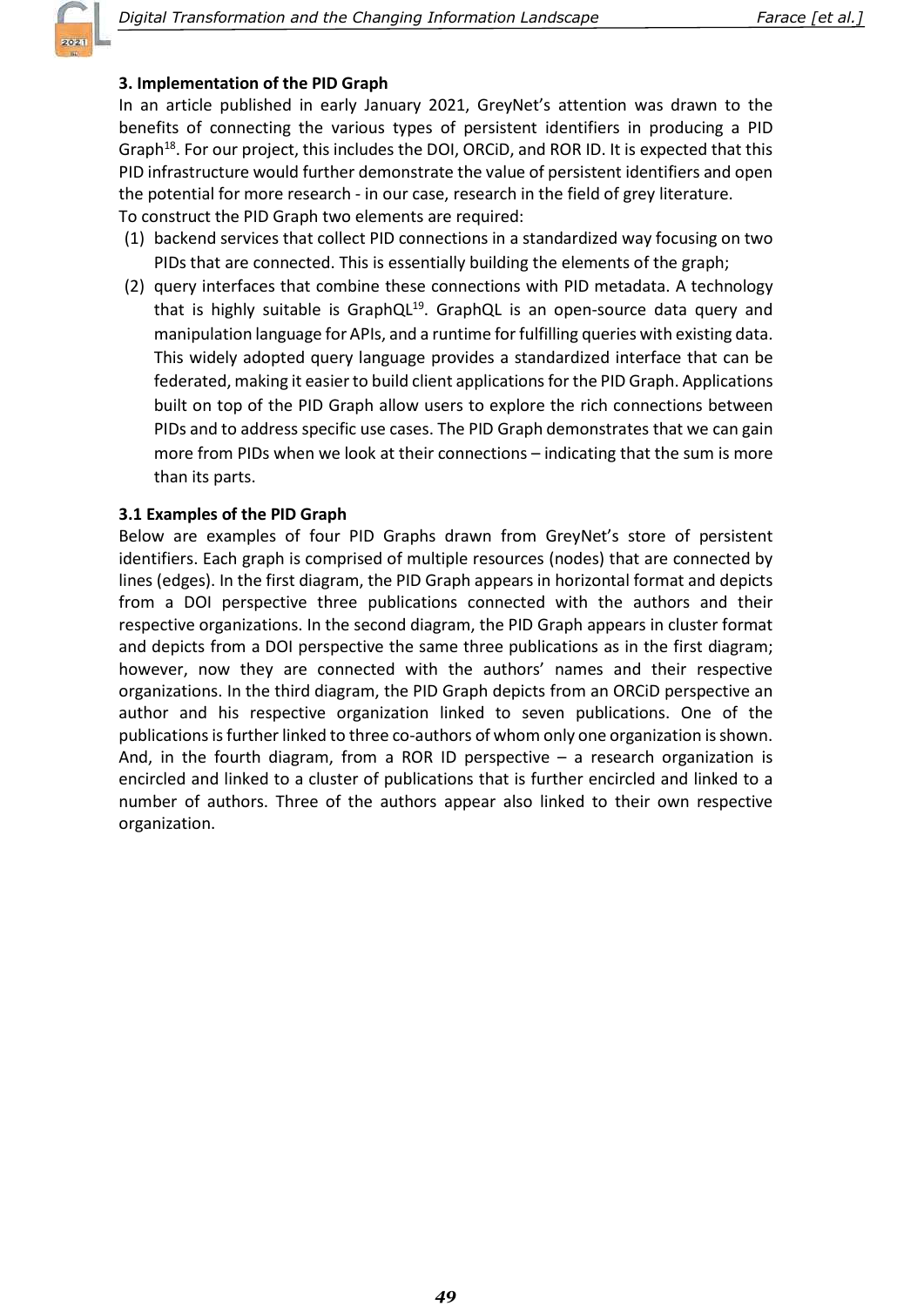## 3. Implementation of the PID Graph

In an article published in early January 2021, GreyNet's attention was drawn to the benefits of connecting the various types of persistent identifiers in producing a PID Graph[18]. For our project, this includes the DOI, ORCiD, and ROR ID. It is expected that this PID infrastructure would further demonstrate the value of persistent identifiers and open the potential for more research - in our case, research in the field of grey literature.
To construct the PID Graph two elements are required:

(1) backend services that collect PID connections in a standardized way focusing on two PIDs that are connected. This is essentially building the elements of the graph;

(2) query interfaces that combine these connections with PID metadata. A technology that is highly suitable is GraphQL[19]. GraphQL is an open-source data query and manipulation language for APIs, and a runtime for fulfilling queries with existing data. This widely adopted query language provides a standardized interface that can be federated, making it easier to build client applications for the PID Graph. Applications built on top of the PID Graph allow users to explore the rich connections between PIDs and to address specific use cases. The PID Graph demonstrates that we can gain more from PIDs when we look at their connections – indicating that the sum is more than its parts.

### 3.1 Examples of the PID Graph

Below are examples of four PID Graphs drawn from GreyNet's store of persistent identifiers. Each graph is comprised of multiple resources (nodes) that are connected by lines (edges). In the first diagram, the PID Graph appears in horizontal format and depicts from a DOI perspective three publications connected with the authors and their respective organizations. In the second diagram, the PID Graph appears in cluster format and depicts from a DOI perspective the same three publications as in the first diagram; however, now they are connected with the authors' names and their respective organizations. In the third diagram, the PID Graph depicts from an ORCiD perspective an author and his respective organization linked to seven publications. One of the publications is further linked to three co-authors of whom only one organization is shown. And, in the fourth diagram, from a ROR ID perspective – a research organization is encircled and linked to a cluster of publications that is further encircled and linked to a number of authors. Three of the authors appear also linked to their own respective organization.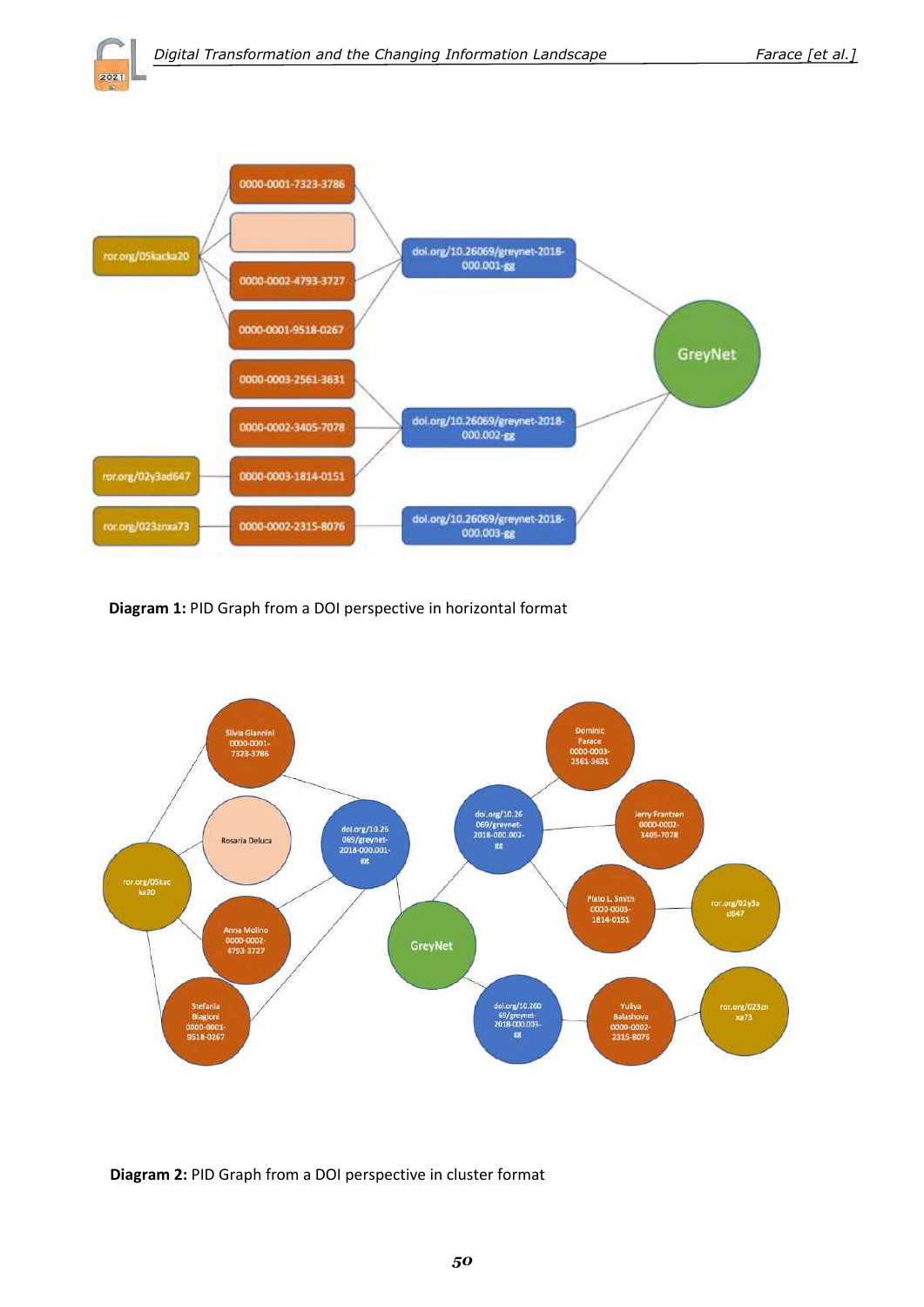**Diagram 1:** PID Graph from a DOI perspective in horizontal format

**Diagram 2:** PID Graph from a DOI perspective in cluster format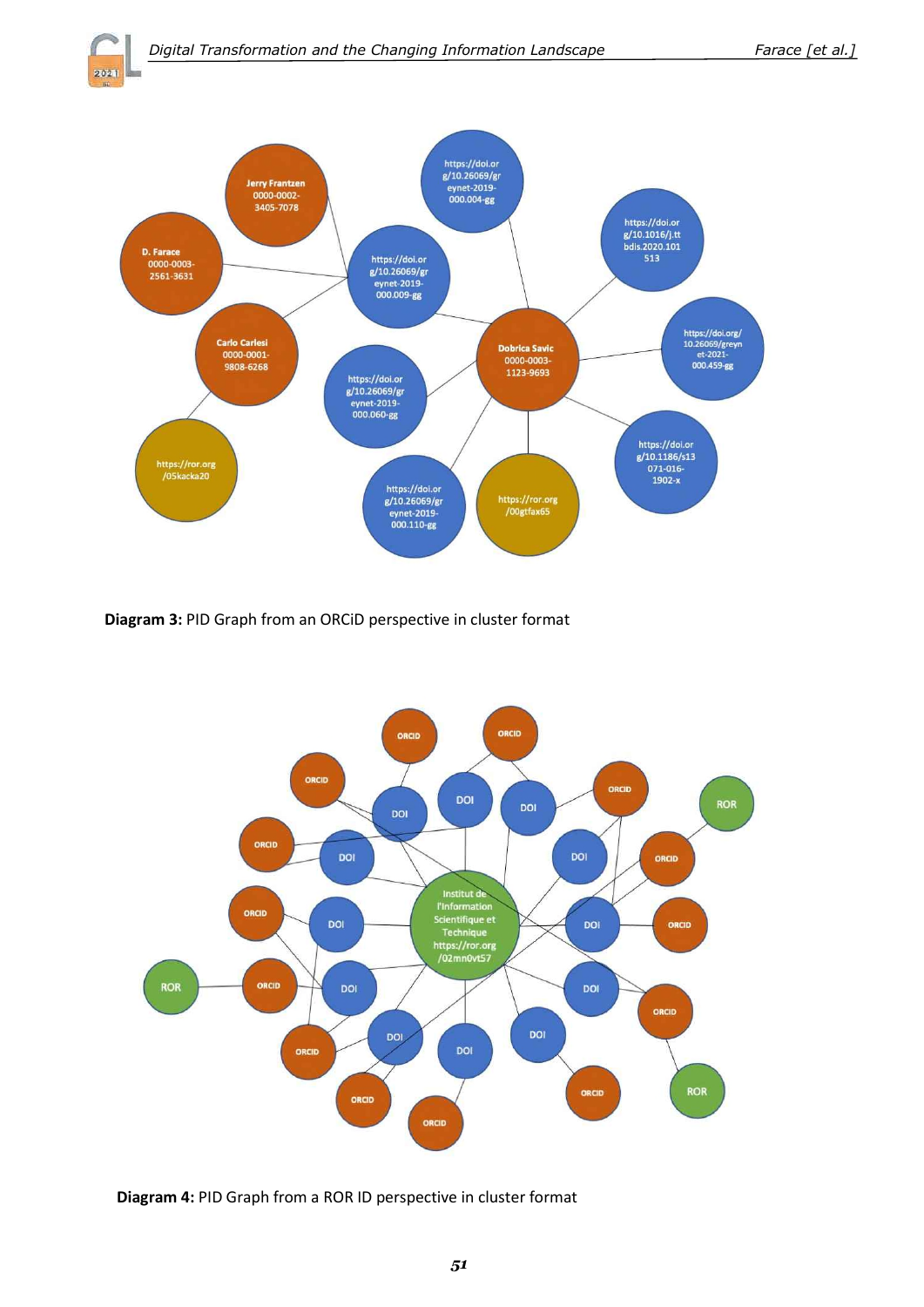**Diagram 3:** PID Graph from an ORCiD perspective in cluster format

**Diagram 4:** PID Graph from a ROR ID perspective in cluster format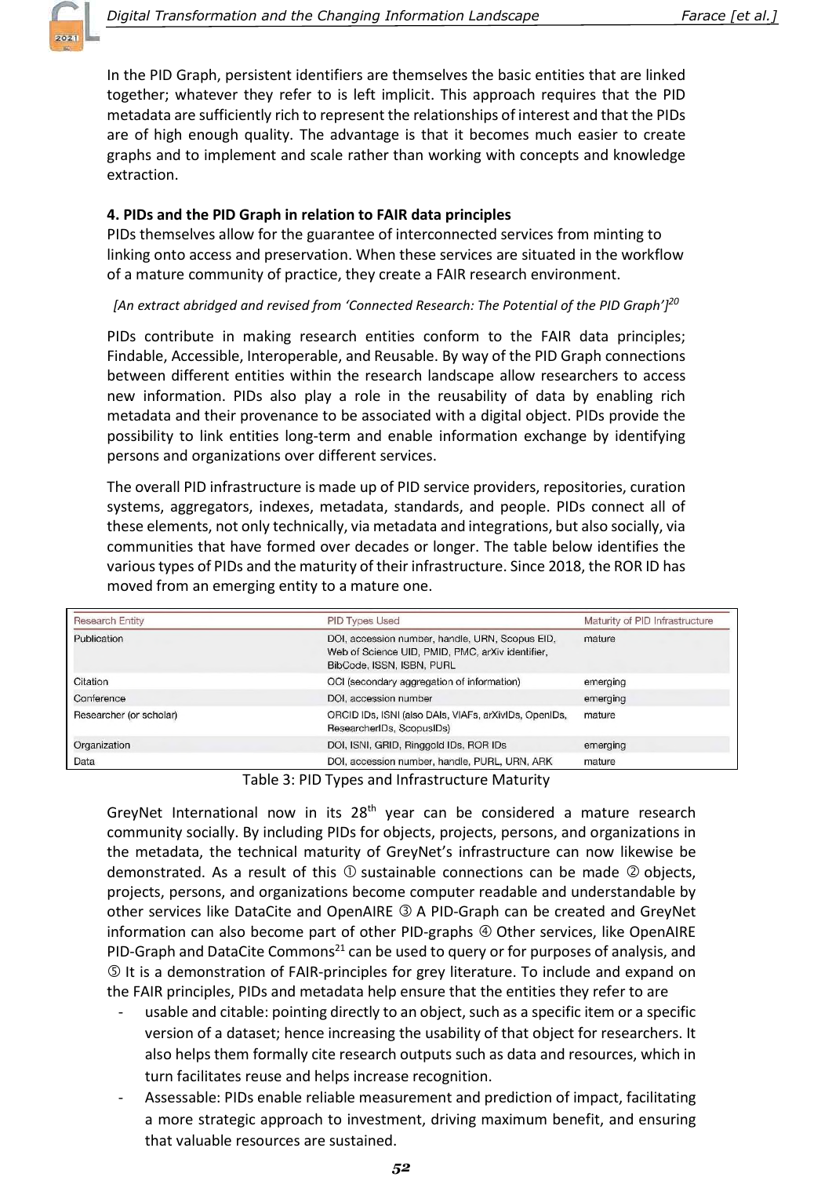In the PID Graph, persistent identifiers are themselves the basic entities that are linked together; whatever they refer to is left implicit. This approach requires that the PID metadata are sufficiently rich to represent the relationships of interest and that the PIDs are of high enough quality. The advantage is that it becomes much easier to create graphs and to implement and scale rather than working with concepts and knowledge extraction.

**4. PIDs and the PID Graph in relation to FAIR data principles**

PIDs themselves allow for the guarantee of interconnected services from minting to linking onto access and preservation. When these services are situated in the workflow of a mature community of practice, they create a FAIR research environment.

*[An extract abridged and revised from 'Connected Research: The Potential of the PID Graph']*[20]

PIDs contribute in making research entities conform to the FAIR data principles; Findable, Accessible, Interoperable, and Reusable. By way of the PID Graph connections between different entities within the research landscape allow researchers to access new information. PIDs also play a role in the reusability of data by enabling rich metadata and their provenance to be associated with a digital object. PIDs provide the possibility to link entities long-term and enable information exchange by identifying persons and organizations over different services.

The overall PID infrastructure is made up of PID service providers, repositories, curation systems, aggregators, indexes, metadata, standards, and people. PIDs connect all of these elements, not only technically, via metadata and integrations, but also socially, via communities that have formed over decades or longer. The table below identifies the various types of PIDs and the maturity of their infrastructure. Since 2018, the ROR ID has moved from an emerging entity to a mature one.

| Research Entity | PID Types Used | Maturity of PID Infrastructure |
|---|---|---|
| Publication | DOI, accession number, handle, URN, Scopus EID, Web of Science UID, PMID, PMC, arXiv identifier, BibCode, ISSN, ISBN, PURL | mature |
| Citation | OCI (secondary aggregation of information) | emerging |
| Conference | DOI, accession number | emerging |
| Researcher (or scholar) | ORCID IDs, ISNI (also DAIs, VIAFs, arXivIDs, OpenIDs, ResearcherIDs, ScopusIDs) | mature |
| Organization | DOI, ISNI, GRID, Ringgold IDs, ROR IDs | emerging |
| Data | DOI, accession number, handle, PURL, URN, ARK | mature |

Table 3: PID Types and Infrastructure Maturity

GreyNet International now in its 28th year can be considered a mature research community socially. By including PIDs for objects, projects, persons, and organizations in the metadata, the technical maturity of GreyNet's infrastructure can now likewise be demonstrated. As a result of this ① sustainable connections can be made ② objects, projects, persons, and organizations become computer readable and understandable by other services like DataCite and OpenAIRE ③ A PID-Graph can be created and GreyNet information can also become part of other PID-graphs ④ Other services, like OpenAIRE PID-Graph and DataCite Commons[21] can be used to query or for purposes of analysis, and ⑤ It is a demonstration of FAIR-principles for grey literature. To include and expand on the FAIR principles, PIDs and metadata help ensure that the entities they refer to are

- usable and citable: pointing directly to an object, such as a specific item or a specific version of a dataset; hence increasing the usability of that object for researchers. It also helps them formally cite research outputs such as data and resources, which in turn facilitates reuse and helps increase recognition.
- Assessable: PIDs enable reliable measurement and prediction of impact, facilitating a more strategic approach to investment, driving maximum benefit, and ensuring that valuable resources are sustained.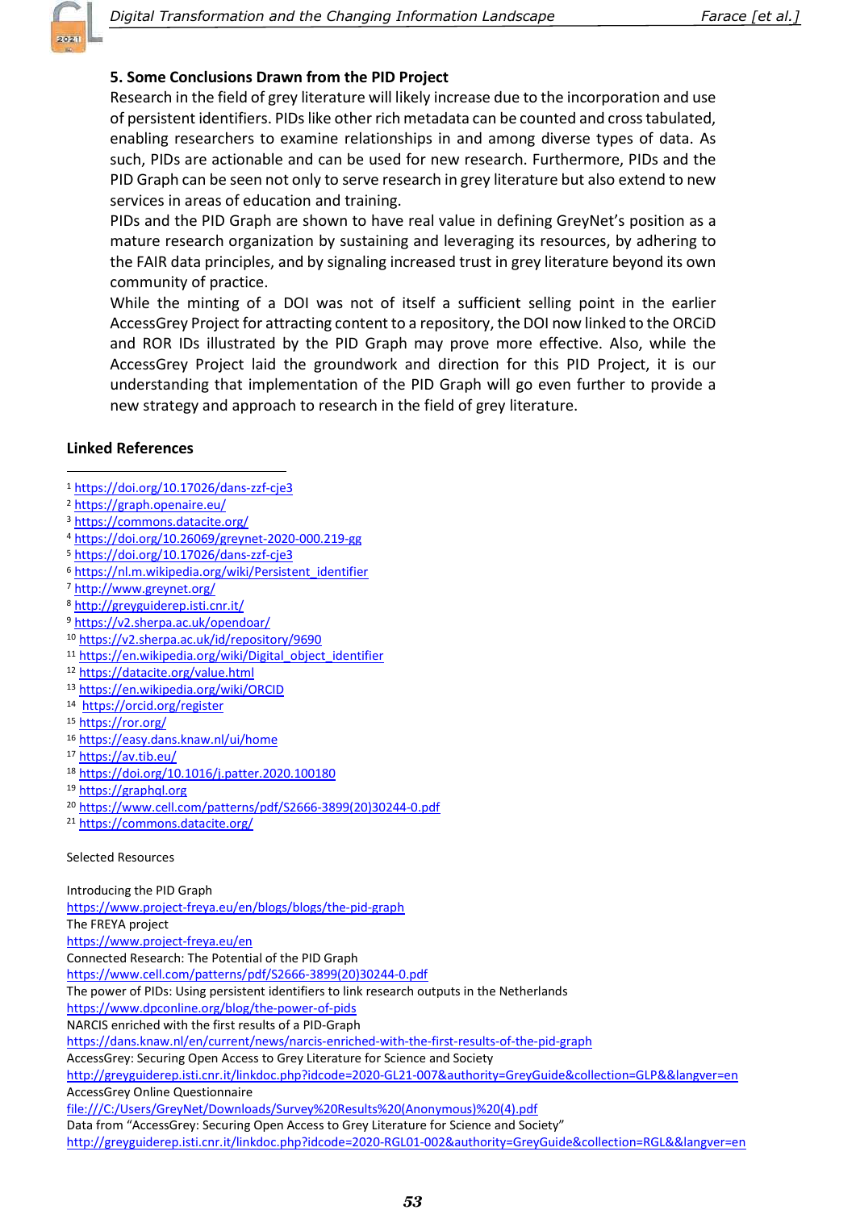## 5. Some Conclusions Drawn from the PID Project

Research in the field of grey literature will likely increase due to the incorporation and use of persistent identifiers. PIDs like other rich metadata can be counted and cross tabulated, enabling researchers to examine relationships in and among diverse types of data. As such, PIDs are actionable and can be used for new research. Furthermore, PIDs and the PID Graph can be seen not only to serve research in grey literature but also extend to new services in areas of education and training.

PIDs and the PID Graph are shown to have real value in defining GreyNet's position as a mature research organization by sustaining and leveraging its resources, by adhering to the FAIR data principles, and by signaling increased trust in grey literature beyond its own community of practice.

While the minting of a DOI was not of itself a sufficient selling point in the earlier AccessGrey Project for attracting content to a repository, the DOI now linked to the ORCiD and ROR IDs illustrated by the PID Graph may prove more effective. Also, while the AccessGrey Project laid the groundwork and direction for this PID Project, it is our understanding that implementation of the PID Graph will go even further to provide a new strategy and approach to research in the field of grey literature.

## Linked References

[1] https://doi.org/10.17026/dans-zzf-cje3
[2] https://graph.openaire.eu/
[3] https://commons.datacite.org/
[4] https://doi.org/10.26069/greynet-2020-000.219-gg
[5] https://doi.org/10.17026/dans-zzf-cje3
[6] https://nl.m.wikipedia.org/wiki/Persistent_identifier
[7] http://www.greynet.org/
[8] http://greyguiderep.isti.cnr.it/
[9] https://v2.sherpa.ac.uk/opendoar/
[10] https://v2.sherpa.ac.uk/id/repository/9690
[11] https://en.wikipedia.org/wiki/Digital_object_identifier
[12] https://datacite.org/value.html
[13] https://en.wikipedia.org/wiki/ORCID
[14] https://orcid.org/register
[15] https://ror.org/
[16] https://easy.dans.knaw.nl/ui/home
[17] https://av.tib.eu/
[18] https://doi.org/10.1016/j.patter.2020.100180
[19] https://graphql.org
[20] https://www.cell.com/patterns/pdf/S2666-3899(20)30244-0.pdf
[21] https://commons.datacite.org/

Selected Resources

Introducing the PID Graph
https://www.project-freya.eu/en/blogs/blogs/the-pid-graph
The FREYA project
https://www.project-freya.eu/en
Connected Research: The Potential of the PID Graph
https://www.cell.com/patterns/pdf/S2666-3899(20)30244-0.pdf
The power of PIDs: Using persistent identifiers to link research outputs in the Netherlands
https://www.dpconline.org/blog/the-power-of-pids
NARCIS enriched with the first results of a PID-Graph
https://dans.knaw.nl/en/current/news/narcis-enriched-with-the-first-results-of-the-pid-graph
AccessGrey: Securing Open Access to Grey Literature for Science and Society
http://greyguiderep.isti.cnr.it/linkdoc.php?idcode=2020-GL21-007&authority=GreyGuide&collection=GLP&&langver=en
AccessGrey Online Questionnaire
file:///C:/Users/GreyNet/Downloads/Survey%20Results%20(Anonymous)%20(4).pdf
Data from "AccessGrey: Securing Open Access to Grey Literature for Science and Society"
http://greyguiderep.isti.cnr.it/linkdoc.php?idcode=2020-RGL01-002&authority=GreyGuide&collection=RGL&&langver=en